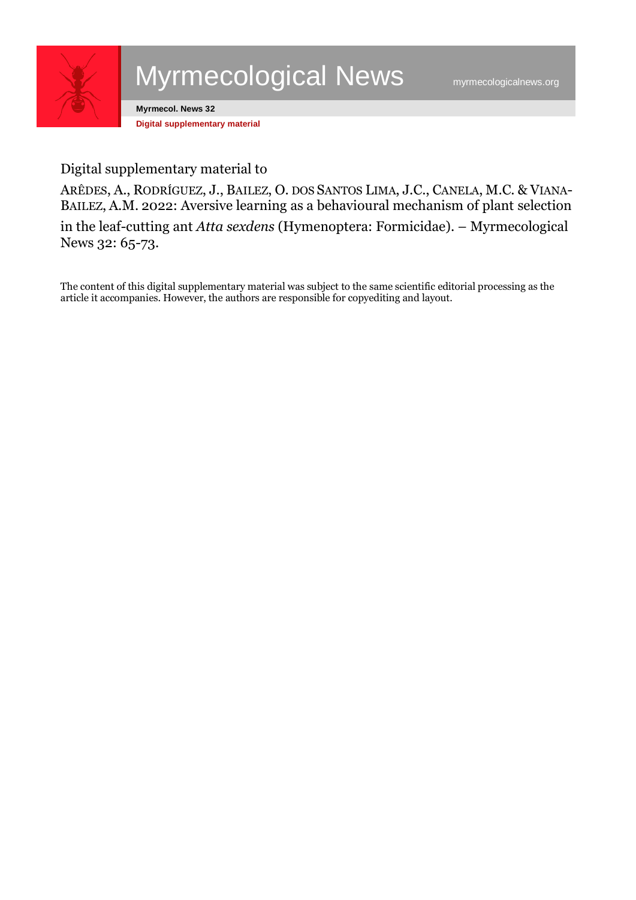Digital supplementary material to

ARÊDES, A., RODRÍGUEZ, J., BAILEZ, O. DOS SANTOS LIMA, J.C., CANELA, M.C. & VIANA-BAILEZ, A.M. 2022: Aversive learning as a behavioural mechanism of plant selection in the leaf-cutting ant *Atta sexdens* (Hymenoptera: Formicidae). – Myrmecological News 32: 65-73.

The content of this digital supplementary material was subject to the same scientific editorial processing as the article it accompanies. However, the authors are responsible for copyediting and layout.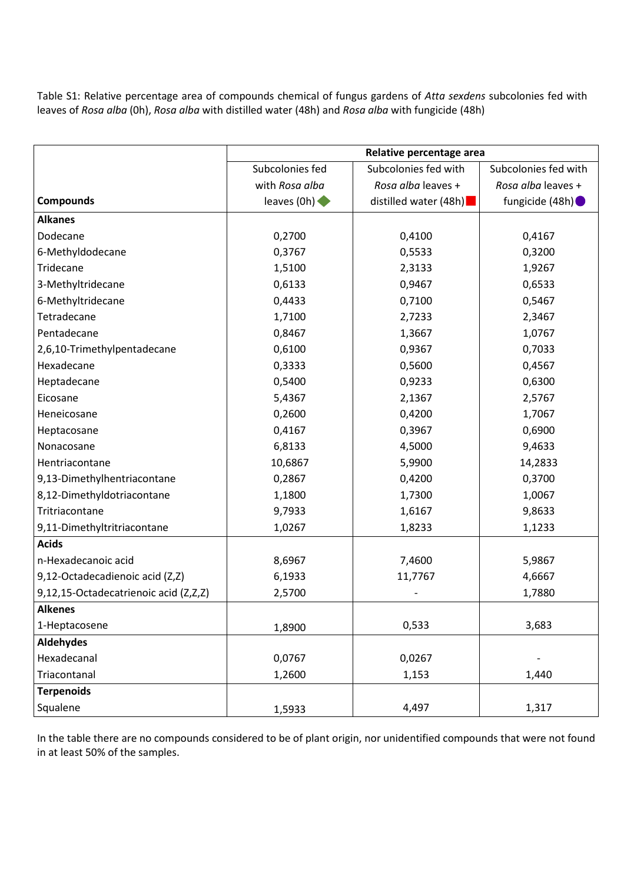Table S1: Relative percentage area of compounds chemical of fungus gardens of *Atta sexdens* subcolonies fed with leaves of *Rosa alba* (0h), *Rosa alba* with distilled water (48h) and *Rosa alba* with fungicide (48h)

| Compounds | Relative percentage area | | |
|---|---|---|---|
| | Subcolonies fed with *Rosa alba* leaves (0h) ◆ | Subcolonies fed with *Rosa alba* leaves + distilled water (48h) ■ | Subcolonies fed with *Rosa alba* leaves + fungicide (48h) ● |
| **Alkanes** | | | |
| Dodecane | 0,2700 | 0,4100 | 0,4167 |
| 6-Methyldodecane | 0,3767 | 0,5533 | 0,3200 |
| Tridecane | 1,5100 | 2,3133 | 1,9267 |
| 3-Methyltridecane | 0,6133 | 0,9467 | 0,6533 |
| 6-Methyltridecane | 0,4433 | 0,7100 | 0,5467 |
| Tetradecane | 1,7100 | 2,7233 | 2,3467 |
| Pentadecane | 0,8467 | 1,3667 | 1,0767 |
| 2,6,10-Trimethylpentadecane | 0,6100 | 0,9367 | 0,7033 |
| Hexadecane | 0,3333 | 0,5600 | 0,4567 |
| Heptadecane | 0,5400 | 0,9233 | 0,6300 |
| Eicosane | 5,4367 | 2,1367 | 2,5767 |
| Heneicosane | 0,2600 | 0,4200 | 1,7067 |
| Heptacosane | 0,4167 | 0,3967 | 0,6900 |
| Nonacosane | 6,8133 | 4,5000 | 9,4633 |
| Hentriacontane | 10,6867 | 5,9900 | 14,2833 |
| 9,13-Dimethylhentriacontane | 0,2867 | 0,4200 | 0,3700 |
| 8,12-Dimethyldotriacontane | 1,1800 | 1,7300 | 1,0067 |
| Tritriacontane | 9,7933 | 1,6167 | 9,8633 |
| 9,11-Dimethyltritriacontane | 1,0267 | 1,8233 | 1,1233 |
| **Acids** | | | |
| n-Hexadecanoic acid | 8,6967 | 7,4600 | 5,9867 |
| 9,12-Octadecadienoic acid (Z,Z) | 6,1933 | 11,7767 | 4,6667 |
| 9,12,15-Octadecatrienoic acid (Z,Z,Z) | 2,5700 | - | 1,7880 |
| **Alkenes** | | | |
| 1-Heptacosene | 1,8900 | 0,533 | 3,683 |
| **Aldehydes** | | | |
| Hexadecanal | 0,0767 | 0,0267 | - |
| Triacontanal | 1,2600 | 1,153 | 1,440 |
| **Terpenoids** | | | |
| Squalene | 1,5933 | 4,497 | 1,317 |

In the table there are no compounds considered to be of plant origin, nor unidentified compounds that were not found in at least 50% of the samples.